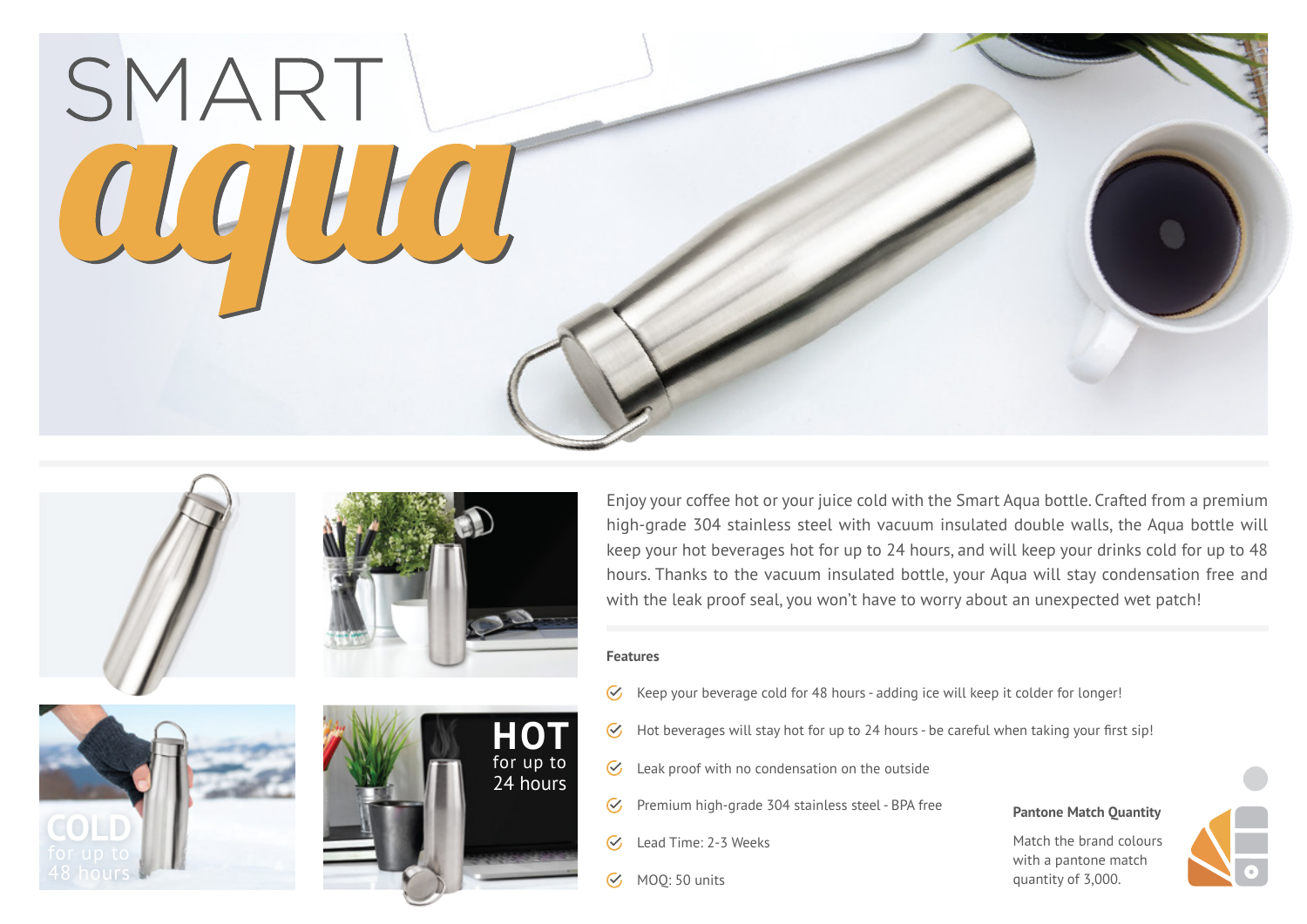# SMART aqua

COLD for up to 48 hours

HOT for up to 24 hours

Enjoy your coffee hot or your juice cold with the Smart Aqua bottle. Crafted from a premium high-grade 304 stainless steel with vacuum insulated double walls, the Aqua bottle will keep your hot beverages hot for up to 24 hours, and will keep your drinks cold for up to 48 hours. Thanks to the vacuum insulated bottle, your Aqua will stay condensation free and with the leak proof seal, you won't have to worry about an unexpected wet patch!

**Features**

- Keep your beverage cold for 48 hours - adding ice will keep it colder for longer!
- Hot beverages will stay hot for up to 24 hours - be careful when taking your first sip!
- Leak proof with no condensation on the outside
- Premium high-grade 304 stainless steel - BPA free
- Lead Time: 2-3 Weeks
- MOQ: 50 units

**Pantone Match Quantity**

Match the brand colours with a pantone match quantity of 3,000.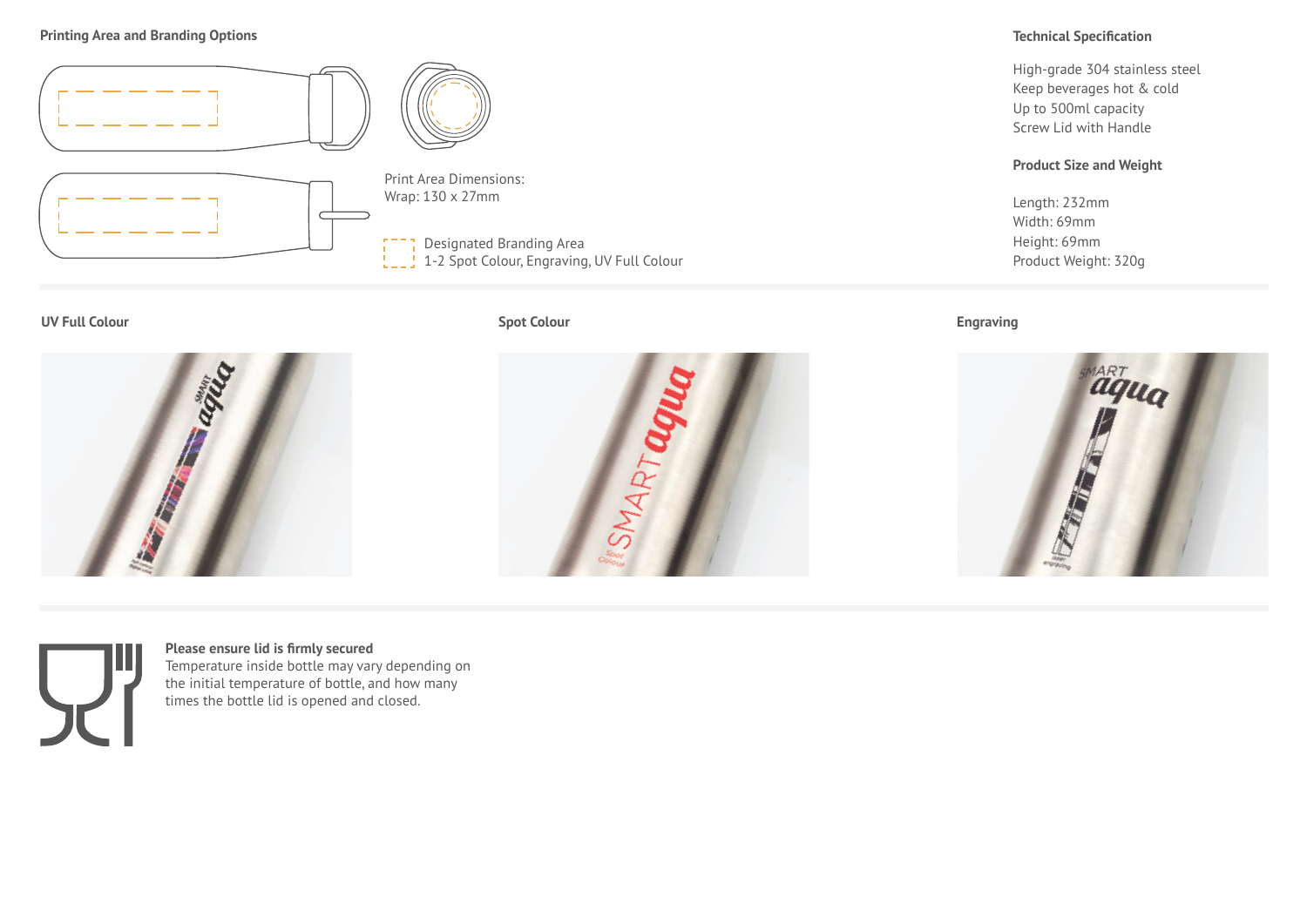## Printing Area and Branding Options

Print Area Dimensions:
Wrap: 130 x 27mm

Designated Branding Area
1-2 Spot Colour, Engraving, UV Full Colour

## Technical Specification

High-grade 304 stainless steel
Keep beverages hot & cold
Up to 500ml capacity
Screw Lid with Handle

## Product Size and Weight

Length: 232mm
Width: 69mm
Height: 69mm
Product Weight: 320g

## UV Full Colour

## Spot Colour

## Engraving

**Please ensure lid is firmly secured**
Temperature inside bottle may vary depending on the initial temperature of bottle, and how many times the bottle lid is opened and closed.